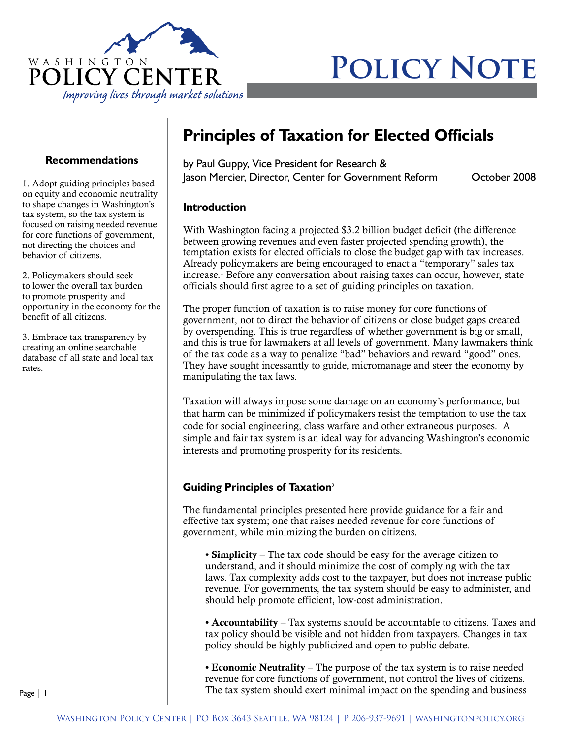# Policy Note

## Principles of Taxation for Elected Officials

by Paul Guppy, Vice President for Research &
Jason Mercier, Director, Center for Government Reform

October 2008

### Recommendations

1. Adopt guiding principles based on equity and economic neutrality to shape changes in Washington's tax system, so the tax system is focused on raising needed revenue for core functions of government, not directing the choices and behavior of citizens.

2. Policymakers should seek to lower the overall tax burden to promote prosperity and opportunity in the economy for the benefit of all citizens.

3. Embrace tax transparency by creating an online searchable database of all state and local tax rates.

### Introduction

With Washington facing a projected $3.2 billion budget deficit (the difference between growing revenues and even faster projected spending growth), the temptation exists for elected officials to close the budget gap with tax increases. Already policymakers are being encouraged to enact a "temporary" sales tax increase.[1] Before any conversation about raising taxes can occur, however, state officials should first agree to a set of guiding principles on taxation.

The proper function of taxation is to raise money for core functions of government, not to direct the behavior of citizens or close budget gaps created by overspending. This is true regardless of whether government is big or small, and this is true for lawmakers at all levels of government. Many lawmakers think of the tax code as a way to penalize "bad" behaviors and reward "good" ones. They have sought incessantly to guide, micromanage and steer the economy by manipulating the tax laws.

Taxation will always impose some damage on an economy's performance, but that harm can be minimized if policymakers resist the temptation to use the tax code for social engineering, class warfare and other extraneous purposes. A simple and fair tax system is an ideal way for advancing Washington's economic interests and promoting prosperity for its residents.

### Guiding Principles of Taxation[2]

The fundamental principles presented here provide guidance for a fair and effective tax system; one that raises needed revenue for core functions of government, while minimizing the burden on citizens.

- **Simplicity** – The tax code should be easy for the average citizen to understand, and it should minimize the cost of complying with the tax laws. Tax complexity adds cost to the taxpayer, but does not increase public revenue. For governments, the tax system should be easy to administer, and should help promote efficient, low-cost administration.

- **Accountability** – Tax systems should be accountable to citizens. Taxes and tax policy should be visible and not hidden from taxpayers. Changes in tax policy should be highly publicized and open to public debate.

- **Economic Neutrality** – The purpose of the tax system is to raise needed revenue for core functions of government, not control the lives of citizens. The tax system should exert minimal impact on the spending and business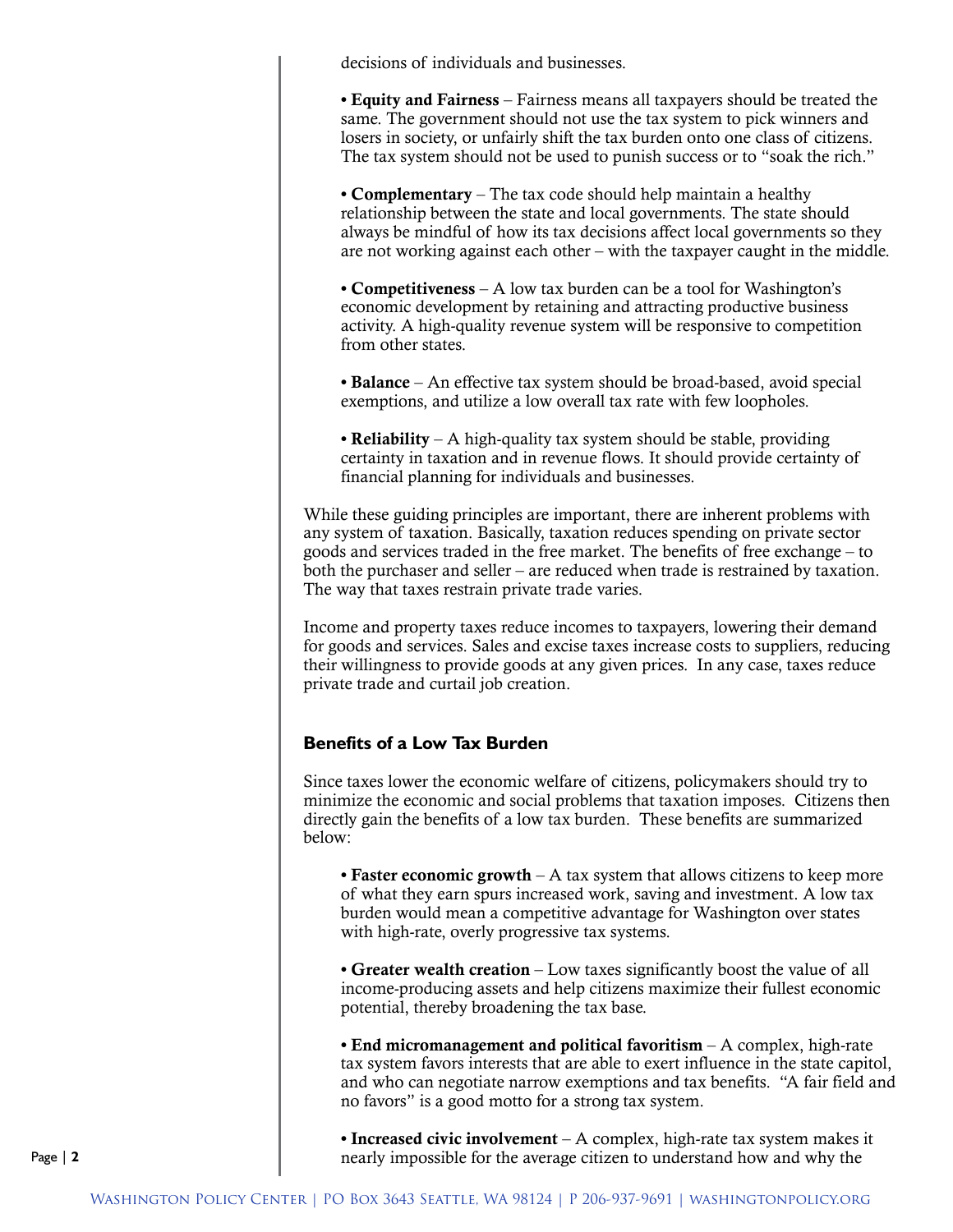decisions of individuals and businesses.

- **Equity and Fairness** – Fairness means all taxpayers should be treated the same. The government should not use the tax system to pick winners and losers in society, or unfairly shift the tax burden onto one class of citizens. The tax system should not be used to punish success or to "soak the rich."

- **Complementary** – The tax code should help maintain a healthy relationship between the state and local governments. The state should always be mindful of how its tax decisions affect local governments so they are not working against each other – with the taxpayer caught in the middle.

- **Competitiveness** – A low tax burden can be a tool for Washington's economic development by retaining and attracting productive business activity. A high-quality revenue system will be responsive to competition from other states.

- **Balance** – An effective tax system should be broad-based, avoid special exemptions, and utilize a low overall tax rate with few loopholes.

- **Reliability** – A high-quality tax system should be stable, providing certainty in taxation and in revenue flows. It should provide certainty of financial planning for individuals and businesses.

While these guiding principles are important, there are inherent problems with any system of taxation. Basically, taxation reduces spending on private sector goods and services traded in the free market. The benefits of free exchange – to both the purchaser and seller – are reduced when trade is restrained by taxation. The way that taxes restrain private trade varies.

Income and property taxes reduce incomes to taxpayers, lowering their demand for goods and services. Sales and excise taxes increase costs to suppliers, reducing their willingness to provide goods at any given prices. In any case, taxes reduce private trade and curtail job creation.

## Benefits of a Low Tax Burden

Since taxes lower the economic welfare of citizens, policymakers should try to minimize the economic and social problems that taxation imposes. Citizens then directly gain the benefits of a low tax burden. These benefits are summarized below:

- **Faster economic growth** – A tax system that allows citizens to keep more of what they earn spurs increased work, saving and investment. A low tax burden would mean a competitive advantage for Washington over states with high-rate, overly progressive tax systems.

- **Greater wealth creation** – Low taxes significantly boost the value of all income-producing assets and help citizens maximize their fullest economic potential, thereby broadening the tax base.

- **End micromanagement and political favoritism** – A complex, high-rate tax system favors interests that are able to exert influence in the state capitol, and who can negotiate narrow exemptions and tax benefits. "A fair field and no favors" is a good motto for a strong tax system.

- **Increased civic involvement** – A complex, high-rate tax system makes it nearly impossible for the average citizen to understand how and why the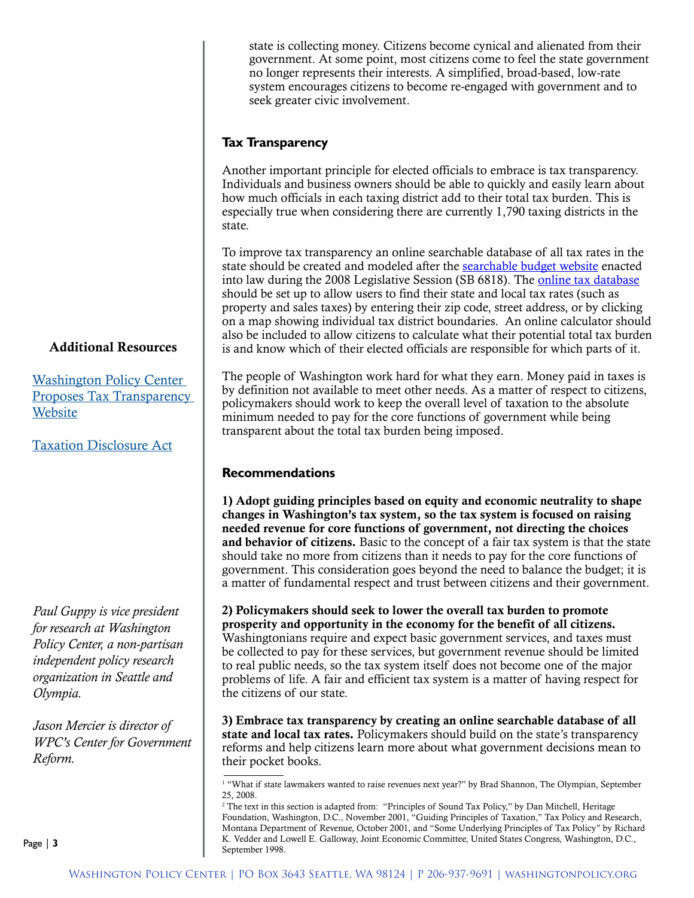state is collecting money. Citizens become cynical and alienated from their government. At some point, most citizens come to feel the state government no longer represents their interests. A simplified, broad-based, low-rate system encourages citizens to become re-engaged with government and to seek greater civic involvement.

### Tax Transparency

Another important principle for elected officials to embrace is tax transparency. Individuals and business owners should be able to quickly and easily learn about how much officials in each taxing district add to their total tax burden. This is especially true when considering there are currently 1,790 taxing districts in the state.

To improve tax transparency an online searchable database of all tax rates in the state should be created and modeled after the searchable budget website enacted into law during the 2008 Legislative Session (SB 6818). The online tax database should be set up to allow users to find their state and local tax rates (such as property and sales taxes) by entering their zip code, street address, or by clicking on a map showing individual tax district boundaries. An online calculator should also be included to allow citizens to calculate what their potential total tax burden is and know which of their elected officials are responsible for which parts of it.

The people of Washington work hard for what they earn. Money paid in taxes is by definition not available to meet other needs. As a matter of respect to citizens, policymakers should work to keep the overall level of taxation to the absolute minimum needed to pay for the core functions of government while being transparent about the total tax burden being imposed.

### Recommendations

**1) Adopt guiding principles based on equity and economic neutrality to shape changes in Washington's tax system, so the tax system is focused on raising needed revenue for core functions of government, not directing the choices and behavior of citizens.** Basic to the concept of a fair tax system is that the state should take no more from citizens than it needs to pay for the core functions of government. This consideration goes beyond the need to balance the budget; it is a matter of fundamental respect and trust between citizens and their government.

**2) Policymakers should seek to lower the overall tax burden to promote prosperity and opportunity in the economy for the benefit of all citizens.** Washingtonians require and expect basic government services, and taxes must be collected to pay for these services, but government revenue should be limited to real public needs, so the tax system itself does not become one of the major problems of life. A fair and efficient tax system is a matter of having respect for the citizens of our state.

**3) Embrace tax transparency by creating an online searchable database of all state and local tax rates.** Policymakers should build on the state's transparency reforms and help citizens learn more about what government decisions mean to their pocket books.

[1] "What if state lawmakers wanted to raise revenues next year?" by Brad Shannon, The Olympian, September 25, 2008.

[2] The text in this section is adapted from: "Principles of Sound Tax Policy," by Dan Mitchell, Heritage Foundation, Washington, D.C., November 2001, "Guiding Principles of Taxation," Tax Policy and Research, Montana Department of Revenue, October 2001, and "Some Underlying Principles of Tax Policy" by Richard K. Vedder and Lowell E. Galloway, Joint Economic Committee, United States Congress, Washington, D.C., September 1998.

**Additional Resources**

Washington Policy Center Proposes Tax Transparency Website

Taxation Disclosure Act

*Paul Guppy is vice president for research at Washington Policy Center, a non-partisan independent policy research organization in Seattle and Olympia.*

*Jason Mercier is director of WPC's Center for Government Reform.*